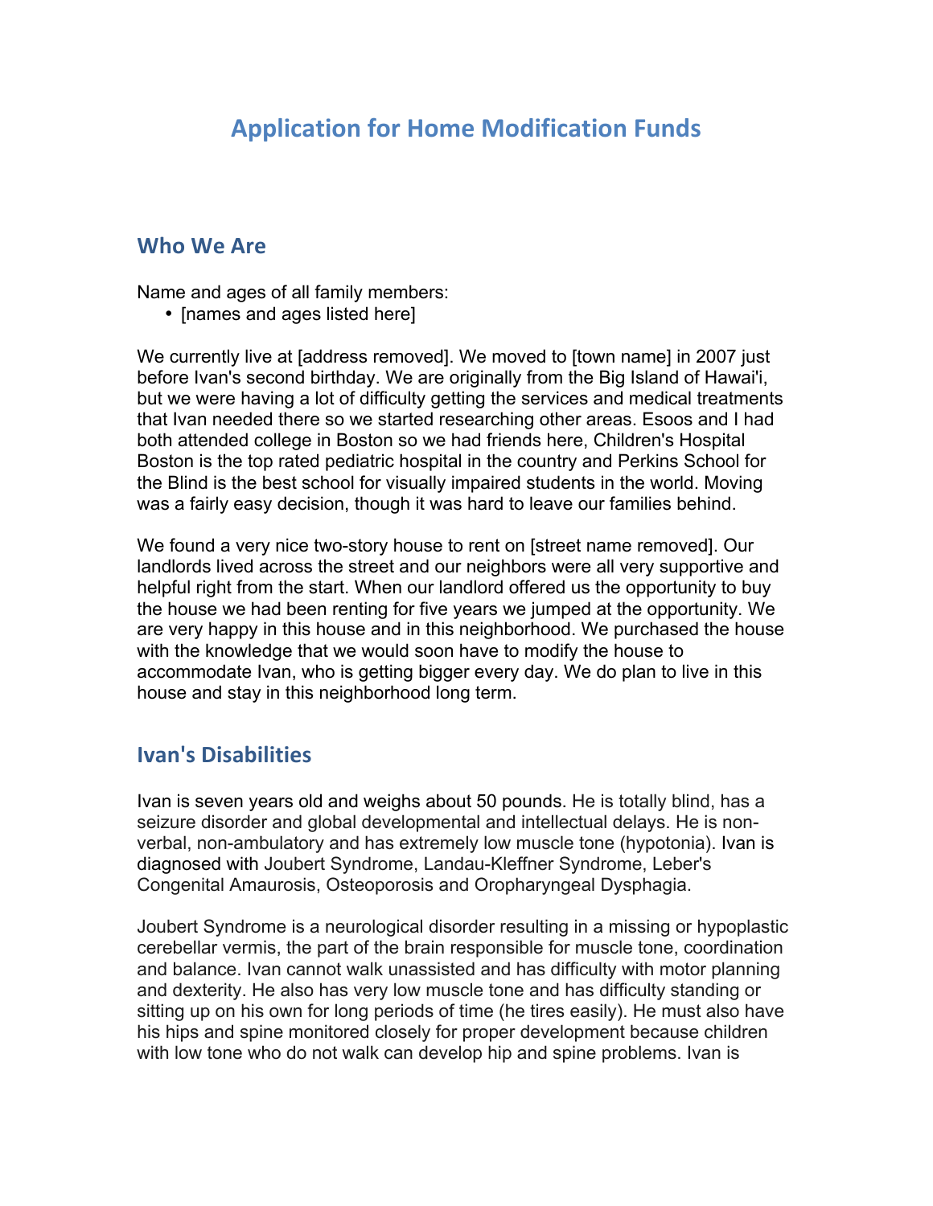# Application for Home Modification Funds

## Who We Are

Name and ages of all family members:

- [names and ages listed here]

We currently live at [address removed]. We moved to [town name] in 2007 just before Ivan's second birthday. We are originally from the Big Island of Hawai'i, but we were having a lot of difficulty getting the services and medical treatments that Ivan needed there so we started researching other areas. Esoos and I had both attended college in Boston so we had friends here, Children's Hospital Boston is the top rated pediatric hospital in the country and Perkins School for the Blind is the best school for visually impaired students in the world. Moving was a fairly easy decision, though it was hard to leave our families behind.

We found a very nice two-story house to rent on [street name removed]. Our landlords lived across the street and our neighbors were all very supportive and helpful right from the start. When our landlord offered us the opportunity to buy the house we had been renting for five years we jumped at the opportunity. We are very happy in this house and in this neighborhood. We purchased the house with the knowledge that we would soon have to modify the house to accommodate Ivan, who is getting bigger every day. We do plan to live in this house and stay in this neighborhood long term.

## Ivan's Disabilities

Ivan is seven years old and weighs about 50 pounds. He is totally blind, has a seizure disorder and global developmental and intellectual delays. He is non-verbal, non-ambulatory and has extremely low muscle tone (hypotonia). Ivan is diagnosed with Joubert Syndrome, Landau-Kleffner Syndrome, Leber's Congenital Amaurosis, Osteoporosis and Oropharyngeal Dysphagia.

Joubert Syndrome is a neurological disorder resulting in a missing or hypoplastic cerebellar vermis, the part of the brain responsible for muscle tone, coordination and balance. Ivan cannot walk unassisted and has difficulty with motor planning and dexterity. He also has very low muscle tone and has difficulty standing or sitting up on his own for long periods of time (he tires easily). He must also have his hips and spine monitored closely for proper development because children with low tone who do not walk can develop hip and spine problems. Ivan is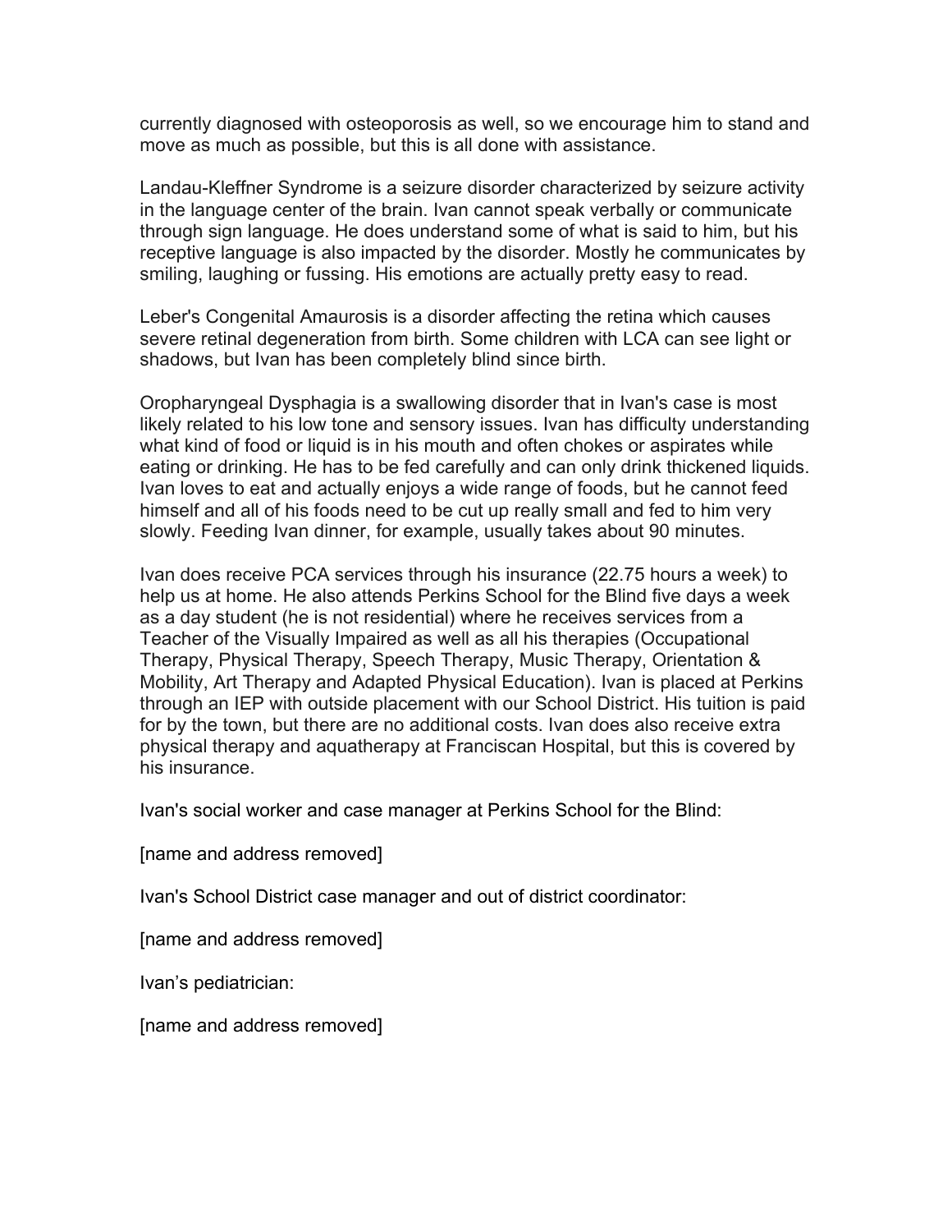currently diagnosed with osteoporosis as well, so we encourage him to stand and move as much as possible, but this is all done with assistance.

Landau-Kleffner Syndrome is a seizure disorder characterized by seizure activity in the language center of the brain. Ivan cannot speak verbally or communicate through sign language. He does understand some of what is said to him, but his receptive language is also impacted by the disorder. Mostly he communicates by smiling, laughing or fussing. His emotions are actually pretty easy to read.

Leber's Congenital Amaurosis is a disorder affecting the retina which causes severe retinal degeneration from birth. Some children with LCA can see light or shadows, but Ivan has been completely blind since birth.

Oropharyngeal Dysphagia is a swallowing disorder that in Ivan's case is most likely related to his low tone and sensory issues. Ivan has difficulty understanding what kind of food or liquid is in his mouth and often chokes or aspirates while eating or drinking. He has to be fed carefully and can only drink thickened liquids. Ivan loves to eat and actually enjoys a wide range of foods, but he cannot feed himself and all of his foods need to be cut up really small and fed to him very slowly. Feeding Ivan dinner, for example, usually takes about 90 minutes.

Ivan does receive PCA services through his insurance (22.75 hours a week) to help us at home. He also attends Perkins School for the Blind five days a week as a day student (he is not residential) where he receives services from a Teacher of the Visually Impaired as well as all his therapies (Occupational Therapy, Physical Therapy, Speech Therapy, Music Therapy, Orientation & Mobility, Art Therapy and Adapted Physical Education). Ivan is placed at Perkins through an IEP with outside placement with our School District. His tuition is paid for by the town, but there are no additional costs. Ivan does also receive extra physical therapy and aquatherapy at Franciscan Hospital, but this is covered by his insurance.

Ivan's social worker and case manager at Perkins School for the Blind:

[name and address removed]

Ivan's School District case manager and out of district coordinator:

[name and address removed]

Ivan's pediatrician:

[name and address removed]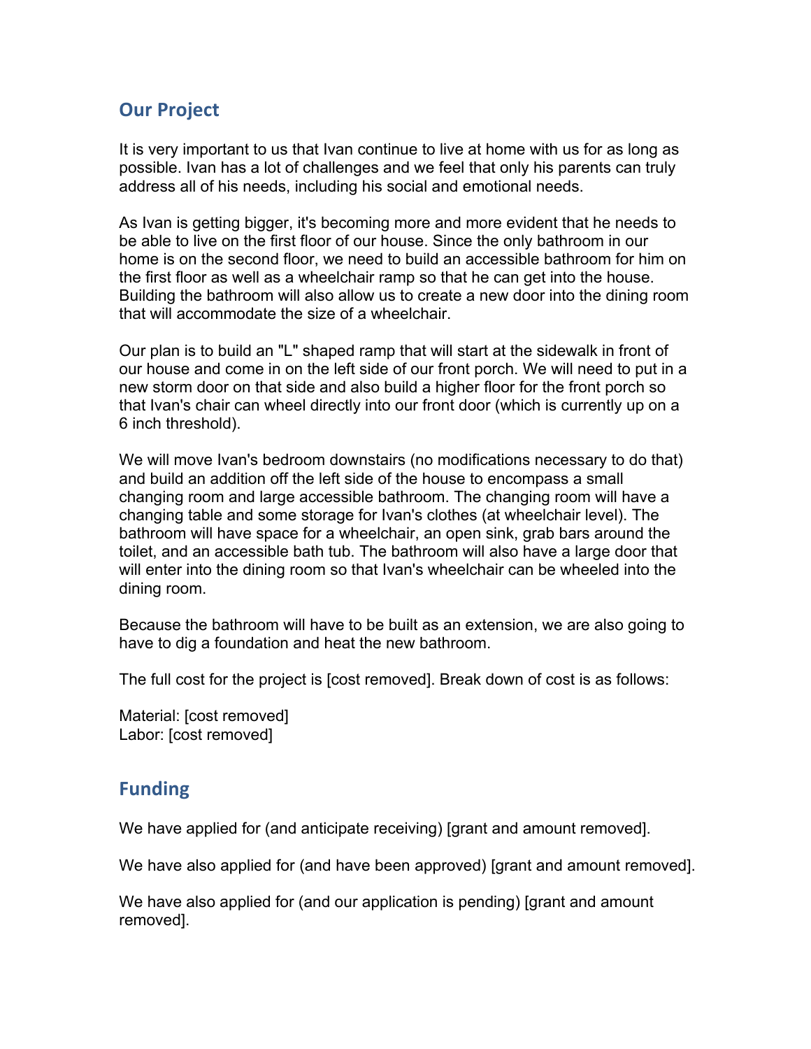## Our Project

It is very important to us that Ivan continue to live at home with us for as long as possible. Ivan has a lot of challenges and we feel that only his parents can truly address all of his needs, including his social and emotional needs.

As Ivan is getting bigger, it's becoming more and more evident that he needs to be able to live on the first floor of our house. Since the only bathroom in our home is on the second floor, we need to build an accessible bathroom for him on the first floor as well as a wheelchair ramp so that he can get into the house. Building the bathroom will also allow us to create a new door into the dining room that will accommodate the size of a wheelchair.

Our plan is to build an "L" shaped ramp that will start at the sidewalk in front of our house and come in on the left side of our front porch. We will need to put in a new storm door on that side and also build a higher floor for the front porch so that Ivan's chair can wheel directly into our front door (which is currently up on a 6 inch threshold).

We will move Ivan's bedroom downstairs (no modifications necessary to do that) and build an addition off the left side of the house to encompass a small changing room and large accessible bathroom. The changing room will have a changing table and some storage for Ivan's clothes (at wheelchair level). The bathroom will have space for a wheelchair, an open sink, grab bars around the toilet, and an accessible bath tub. The bathroom will also have a large door that will enter into the dining room so that Ivan's wheelchair can be wheeled into the dining room.

Because the bathroom will have to be built as an extension, we are also going to have to dig a foundation and heat the new bathroom.

The full cost for the project is [cost removed]. Break down of cost is as follows:

Material: [cost removed]
Labor: [cost removed]

## Funding

We have applied for (and anticipate receiving) [grant and amount removed].

We have also applied for (and have been approved) [grant and amount removed].

We have also applied for (and our application is pending) [grant and amount removed].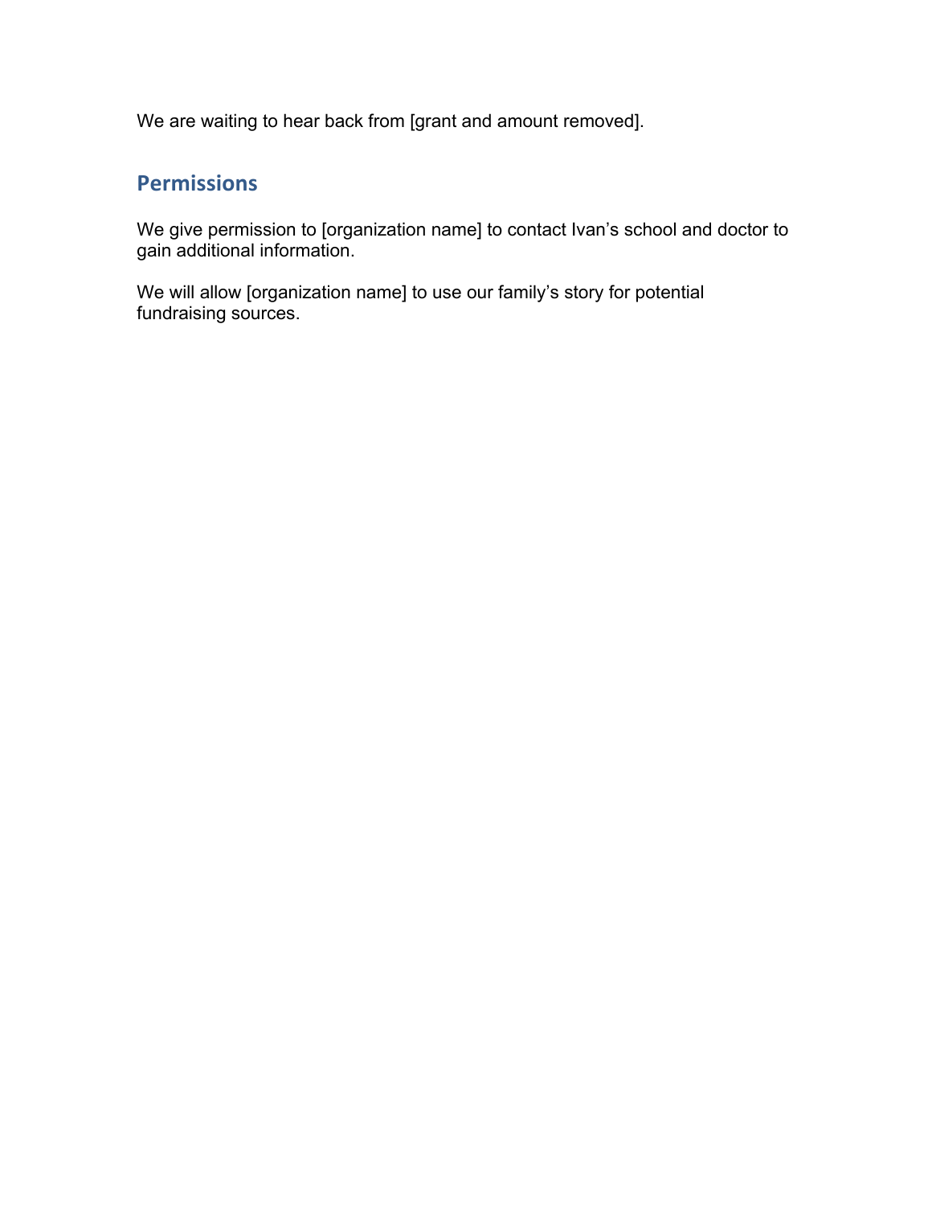We are waiting to hear back from [grant and amount removed].

## Permissions

We give permission to [organization name] to contact Ivan's school and doctor to gain additional information.

We will allow [organization name] to use our family's story for potential fundraising sources.